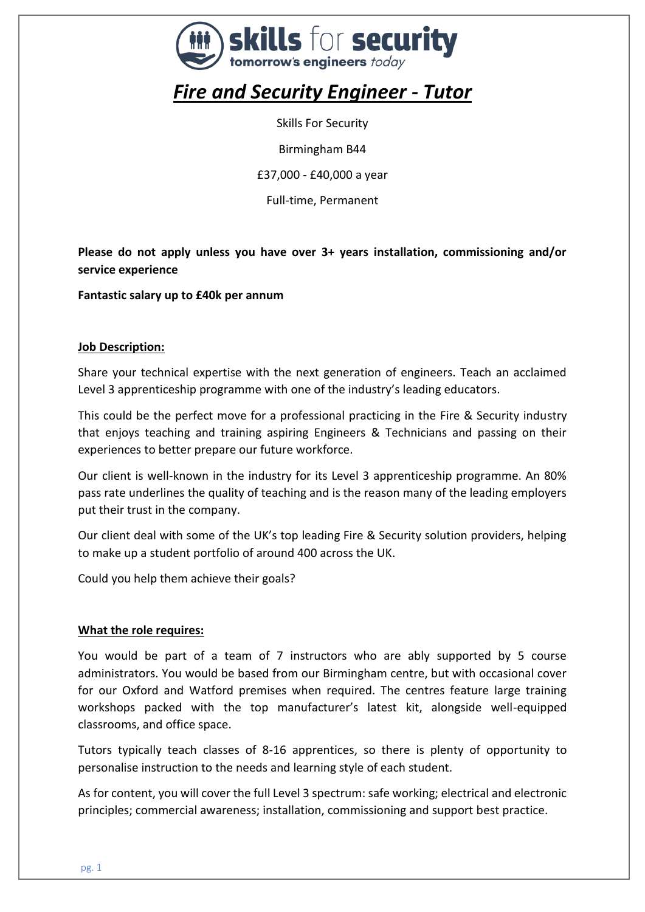# *Fire and Security Engineer - Tutor*

Skills For Security

Birmingham B44

£37,000 - £40,000 a year

Full-time, Permanent

**Please do not apply unless you have over 3+ years installation, commissioning and/or service experience**

**Fantastic salary up to £40k per annum**

## Job Description:

Share your technical expertise with the next generation of engineers. Teach an acclaimed Level 3 apprenticeship programme with one of the industry's leading educators.

This could be the perfect move for a professional practicing in the Fire & Security industry that enjoys teaching and training aspiring Engineers & Technicians and passing on their experiences to better prepare our future workforce.

Our client is well-known in the industry for its Level 3 apprenticeship programme. An 80% pass rate underlines the quality of teaching and is the reason many of the leading employers put their trust in the company.

Our client deal with some of the UK's top leading Fire & Security solution providers, helping to make up a student portfolio of around 400 across the UK.

Could you help them achieve their goals?

## What the role requires:

You would be part of a team of 7 instructors who are ably supported by 5 course administrators. You would be based from our Birmingham centre, but with occasional cover for our Oxford and Watford premises when required. The centres feature large training workshops packed with the top manufacturer's latest kit, alongside well-equipped classrooms, and office space.

Tutors typically teach classes of 8-16 apprentices, so there is plenty of opportunity to personalise instruction to the needs and learning style of each student.

As for content, you will cover the full Level 3 spectrum: safe working; electrical and electronic principles; commercial awareness; installation, commissioning and support best practice.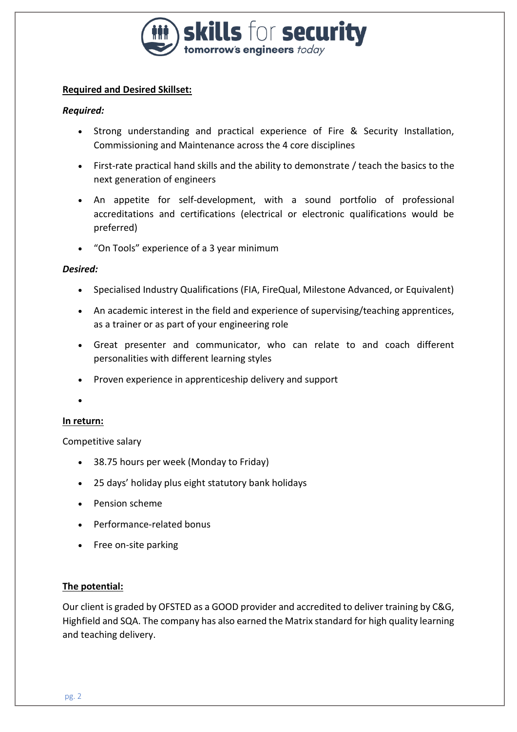**Required and Desired Skillset:**

***Required:***

- Strong understanding and practical experience of Fire & Security Installation, Commissioning and Maintenance across the 4 core disciplines
- First-rate practical hand skills and the ability to demonstrate / teach the basics to the next generation of engineers
- An appetite for self-development, with a sound portfolio of professional accreditations and certifications (electrical or electronic qualifications would be preferred)
- "On Tools" experience of a 3 year minimum

***Desired:***

- Specialised Industry Qualifications (FIA, FireQual, Milestone Advanced, or Equivalent)
- An academic interest in the field and experience of supervising/teaching apprentices, as a trainer or as part of your engineering role
- Great presenter and communicator, who can relate to and coach different personalities with different learning styles
- Proven experience in apprenticeship delivery and support

**In return:**

Competitive salary

- 38.75 hours per week (Monday to Friday)
- 25 days' holiday plus eight statutory bank holidays
- Pension scheme
- Performance-related bonus
- Free on-site parking

**The potential:**

Our client is graded by OFSTED as a GOOD provider and accredited to deliver training by C&G, Highfield and SQA. The company has also earned the Matrix standard for high quality learning and teaching delivery.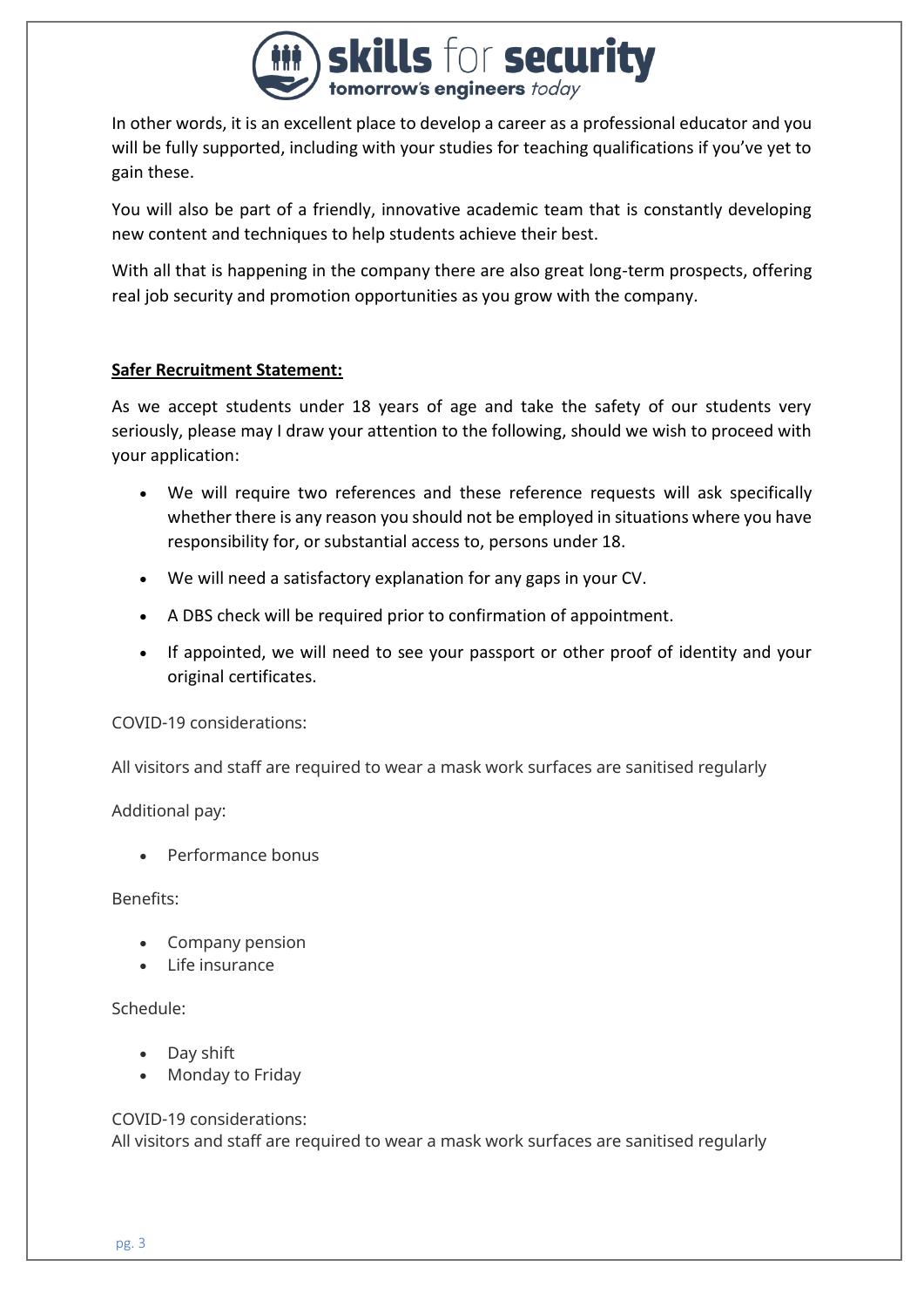In other words, it is an excellent place to develop a career as a professional educator and you will be fully supported, including with your studies for teaching qualifications if you've yet to gain these.

You will also be part of a friendly, innovative academic team that is constantly developing new content and techniques to help students achieve their best.

With all that is happening in the company there are also great long-term prospects, offering real job security and promotion opportunities as you grow with the company.

**Safer Recruitment Statement:**

As we accept students under 18 years of age and take the safety of our students very seriously, please may I draw your attention to the following, should we wish to proceed with your application:

- We will require two references and these reference requests will ask specifically whether there is any reason you should not be employed in situations where you have responsibility for, or substantial access to, persons under 18.
- We will need a satisfactory explanation for any gaps in your CV.
- A DBS check will be required prior to confirmation of appointment.
- If appointed, we will need to see your passport or other proof of identity and your original certificates.

COVID-19 considerations:

All visitors and staff are required to wear a mask work surfaces are sanitised regularly

Additional pay:

- Performance bonus

Benefits:

- Company pension
- Life insurance

Schedule:

- Day shift
- Monday to Friday

COVID-19 considerations:
All visitors and staff are required to wear a mask work surfaces are sanitised regularly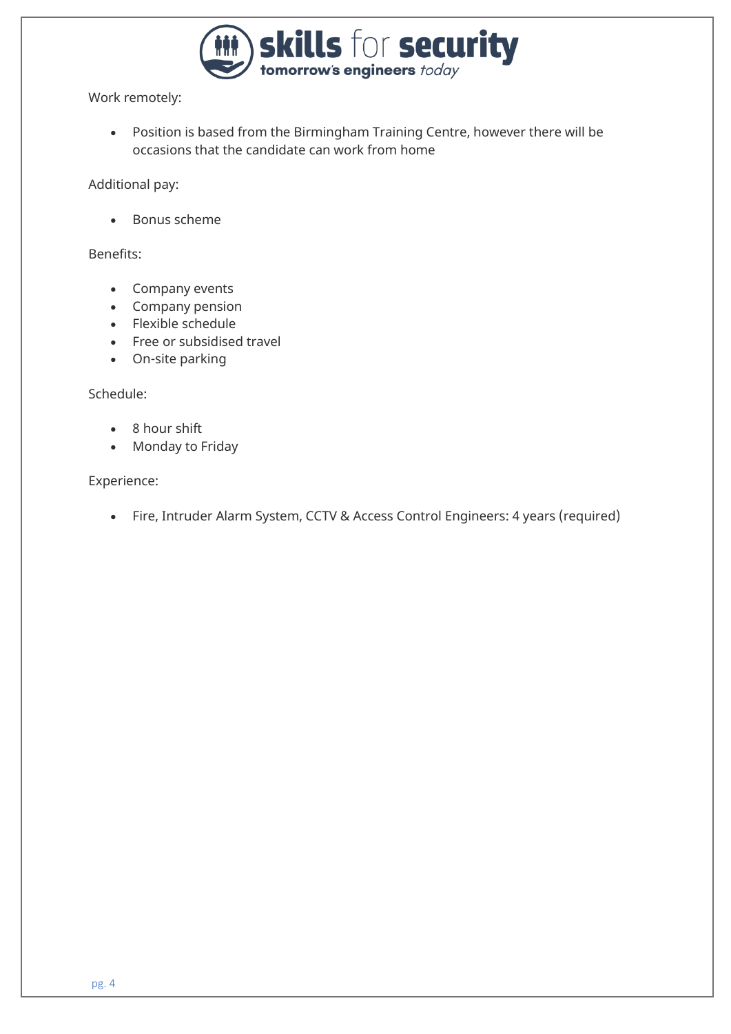Work remotely:

- Position is based from the Birmingham Training Centre, however there will be occasions that the candidate can work from home

Additional pay:

- Bonus scheme

Benefits:

- Company events
- Company pension
- Flexible schedule
- Free or subsidised travel
- On-site parking

Schedule:

- 8 hour shift
- Monday to Friday

Experience:

- Fire, Intruder Alarm System, CCTV & Access Control Engineers: 4 years (required)